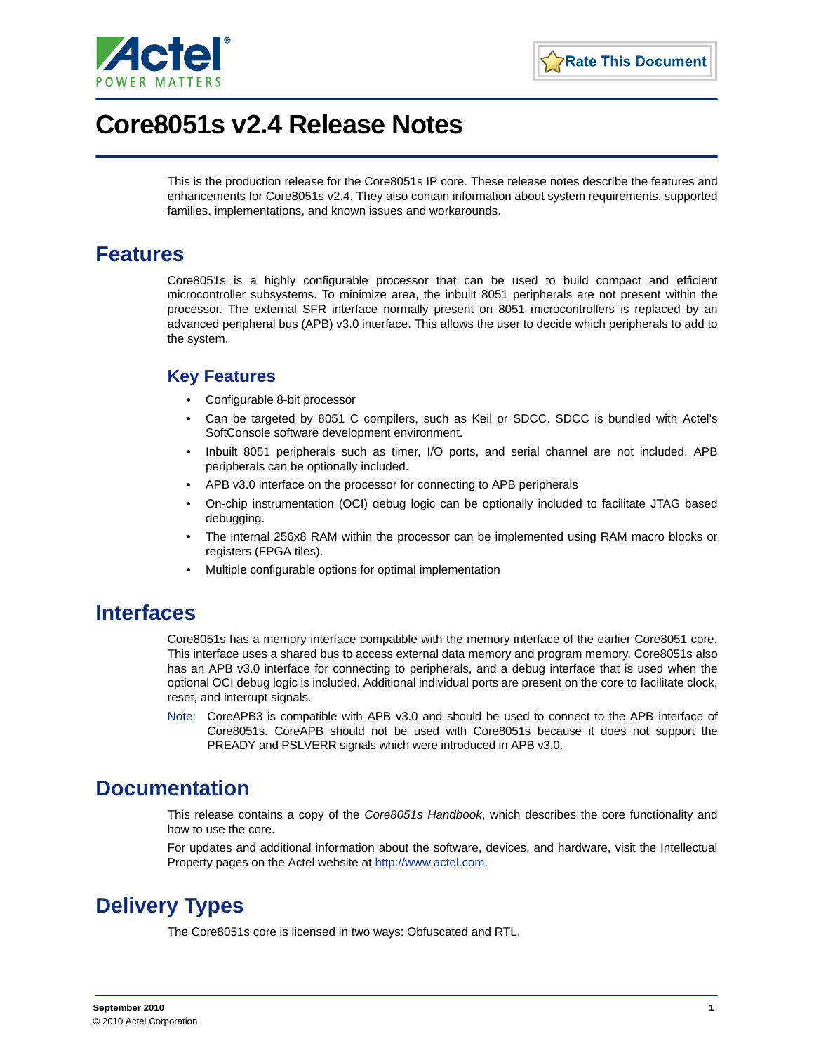# Core8051s v2.4 Release Notes

This is the production release for the Core8051s IP core. These release notes describe the features and enhancements for Core8051s v2.4. They also contain information about system requirements, supported families, implementations, and known issues and workarounds.

## Features

Core8051s is a highly configurable processor that can be used to build compact and efficient microcontroller subsystems. To minimize area, the inbuilt 8051 peripherals are not present within the processor. The external SFR interface normally present on 8051 microcontrollers is replaced by an advanced peripheral bus (APB) v3.0 interface. This allows the user to decide which peripherals to add to the system.

### Key Features

- Configurable 8-bit processor
- Can be targeted by 8051 C compilers, such as Keil or SDCC. SDCC is bundled with Actel's SoftConsole software development environment.
- Inbuilt 8051 peripherals such as timer, I/O ports, and serial channel are not included. APB peripherals can be optionally included.
- APB v3.0 interface on the processor for connecting to APB peripherals
- On-chip instrumentation (OCI) debug logic can be optionally included to facilitate JTAG based debugging.
- The internal 256x8 RAM within the processor can be implemented using RAM macro blocks or registers (FPGA tiles).
- Multiple configurable options for optimal implementation

## Interfaces

Core8051s has a memory interface compatible with the memory interface of the earlier Core8051 core. This interface uses a shared bus to access external data memory and program memory. Core8051s also has an APB v3.0 interface for connecting to peripherals, and a debug interface that is used when the optional OCI debug logic is included. Additional individual ports are present on the core to facilitate clock, reset, and interrupt signals.

Note: CoreAPB3 is compatible with APB v3.0 and should be used to connect to the APB interface of Core8051s. CoreAPB should not be used with Core8051s because it does not support the PREADY and PSLVERR signals which were introduced in APB v3.0.

## Documentation

This release contains a copy of the *Core8051s Handbook*, which describes the core functionality and how to use the core.

For updates and additional information about the software, devices, and hardware, visit the Intellectual Property pages on the Actel website at http://www.actel.com.

## Delivery Types

The Core8051s core is licensed in two ways: Obfuscated and RTL.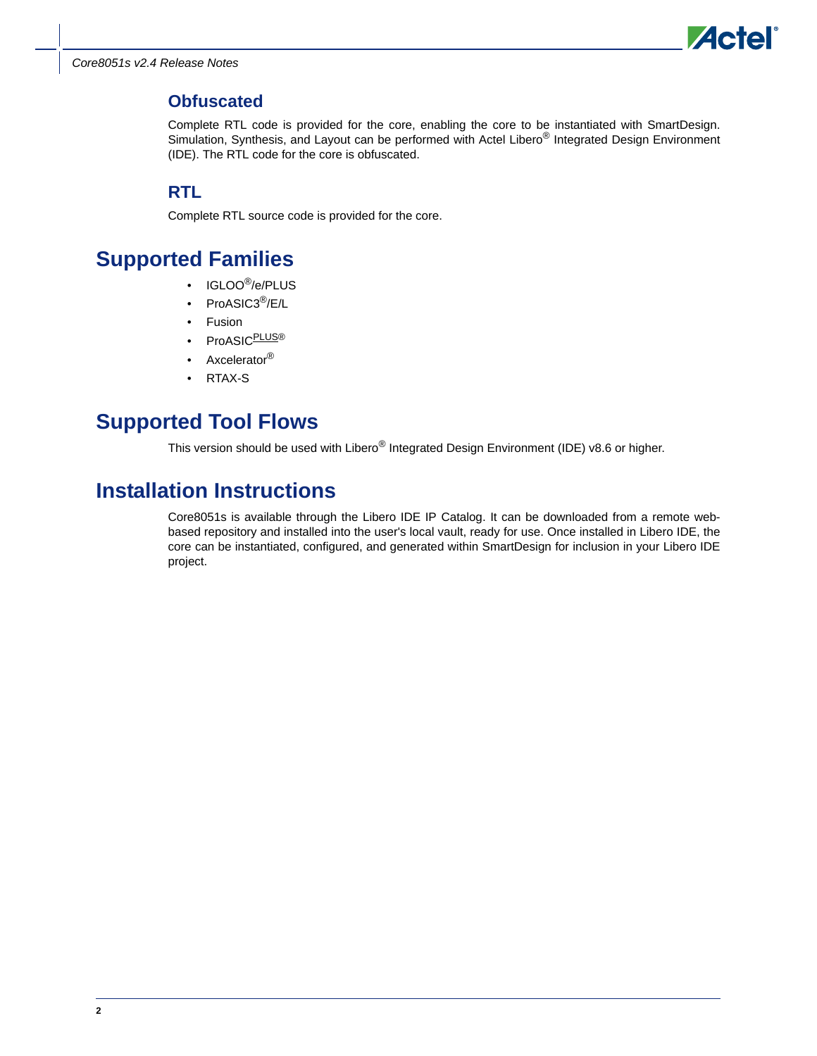### Obfuscated

Complete RTL code is provided for the core, enabling the core to be instantiated with SmartDesign. Simulation, Synthesis, and Layout can be performed with Actel Libero® Integrated Design Environment (IDE). The RTL code for the core is obfuscated.

### RTL

Complete RTL source code is provided for the core.

## Supported Families

- IGLOO®/e/PLUS
- ProASIC3®/E/L
- Fusion
- ProASICPLUS®
- Axcelerator®
- RTAX-S

## Supported Tool Flows

This version should be used with Libero® Integrated Design Environment (IDE) v8.6 or higher.

## Installation Instructions

Core8051s is available through the Libero IDE IP Catalog. It can be downloaded from a remote web-based repository and installed into the user's local vault, ready for use. Once installed in Libero IDE, the core can be instantiated, configured, and generated within SmartDesign for inclusion in your Libero IDE project.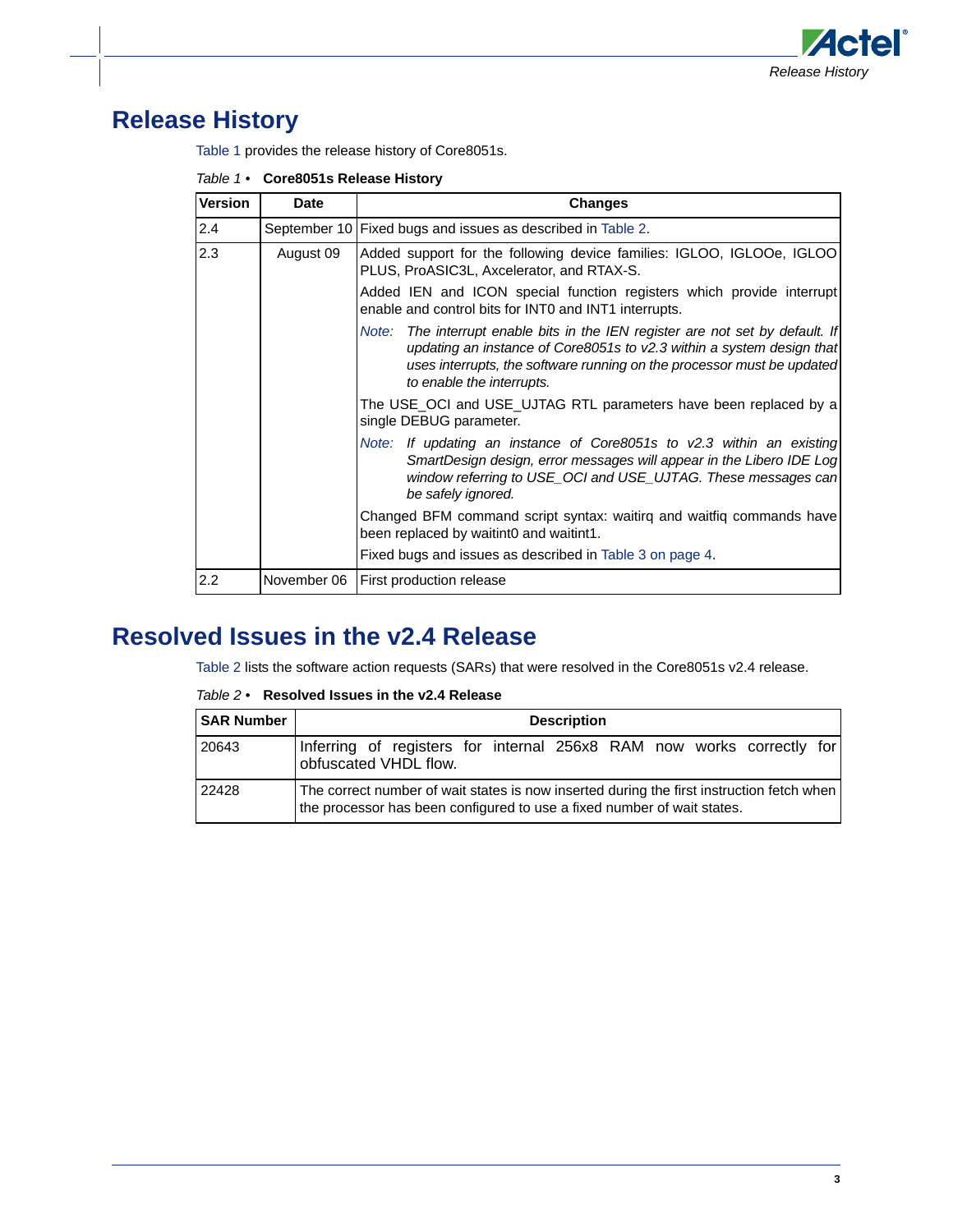# Release History

Table 1 provides the release history of Core8051s.

*Table 1 •* **Core8051s Release History**

| Version | Date | Changes |
|---|---|---|
| 2.4 | September 10 | Fixed bugs and issues as described in Table 2. |
| 2.3 | August 09 | Added support for the following device families: IGLOO, IGLOOe, IGLOO PLUS, ProASIC3L, Axcelerator, and RTAX-S. <br><br> Added IEN and ICON special function registers which provide interrupt enable and control bits for INT0 and INT1 interrupts. <br><br> *Note: The interrupt enable bits in the IEN register are not set by default. If updating an instance of Core8051s to v2.3 within a system design that uses interrupts, the software running on the processor must be updated to enable the interrupts.* <br><br> The USE_OCI and USE_UJTAG RTL parameters have been replaced by a single DEBUG parameter. <br><br> *Note: If updating an instance of Core8051s to v2.3 within an existing SmartDesign design, error messages will appear in the Libero IDE Log window referring to USE_OCI and USE_UJTAG. These messages can be safely ignored.* <br><br> Changed BFM command script syntax: waitirq and waitfiq commands have been replaced by waitint0 and waitint1. <br><br> Fixed bugs and issues as described in Table 3 on page 4. |
| 2.2 | November 06 | First production release |

# Resolved Issues in the v2.4 Release

Table 2 lists the software action requests (SARs) that were resolved in the Core8051s v2.4 release.

*Table 2 •* **Resolved Issues in the v2.4 Release**

| SAR Number | Description |
|---|---|
| 20643 | Inferring of registers for internal 256x8 RAM now works correctly for obfuscated VHDL flow. |
| 22428 | The correct number of wait states is now inserted during the first instruction fetch when the processor has been configured to use a fixed number of wait states. |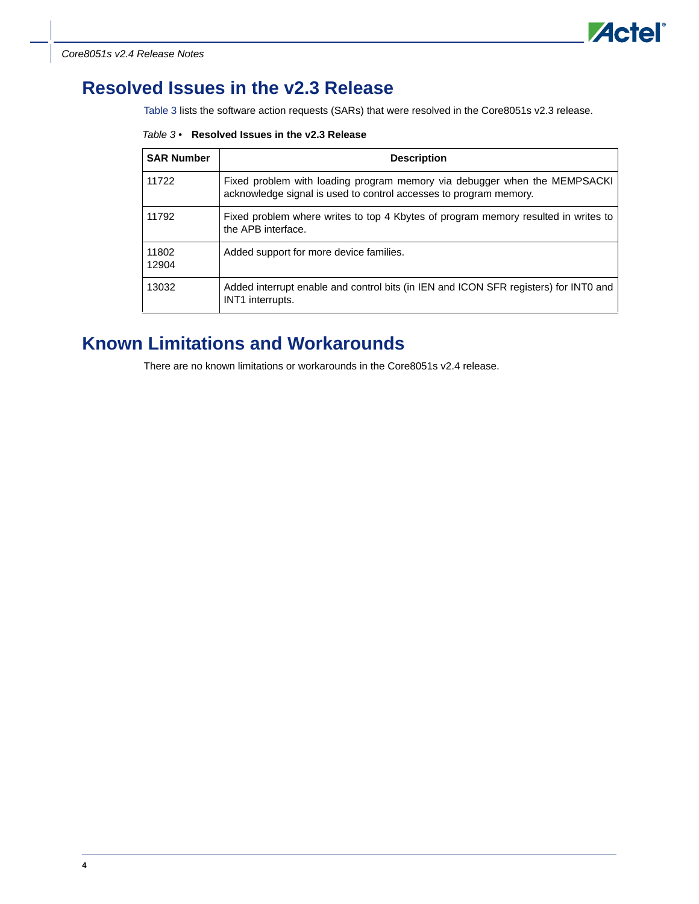## Resolved Issues in the v2.3 Release

Table 3 lists the software action requests (SARs) that were resolved in the Core8051s v2.3 release.

*Table 3 •* **Resolved Issues in the v2.3 Release**

| SAR Number | Description |
|---|---|
| 11722 | Fixed problem with loading program memory via debugger when the MEMPSACKI acknowledge signal is used to control accesses to program memory. |
| 11792 | Fixed problem where writes to top 4 Kbytes of program memory resulted in writes to the APB interface. |
| 11802<br>12904 | Added support for more device families. |
| 13032 | Added interrupt enable and control bits (in IEN and ICON SFR registers) for INT0 and INT1 interrupts. |

## Known Limitations and Workarounds

There are no known limitations or workarounds in the Core8051s v2.4 release.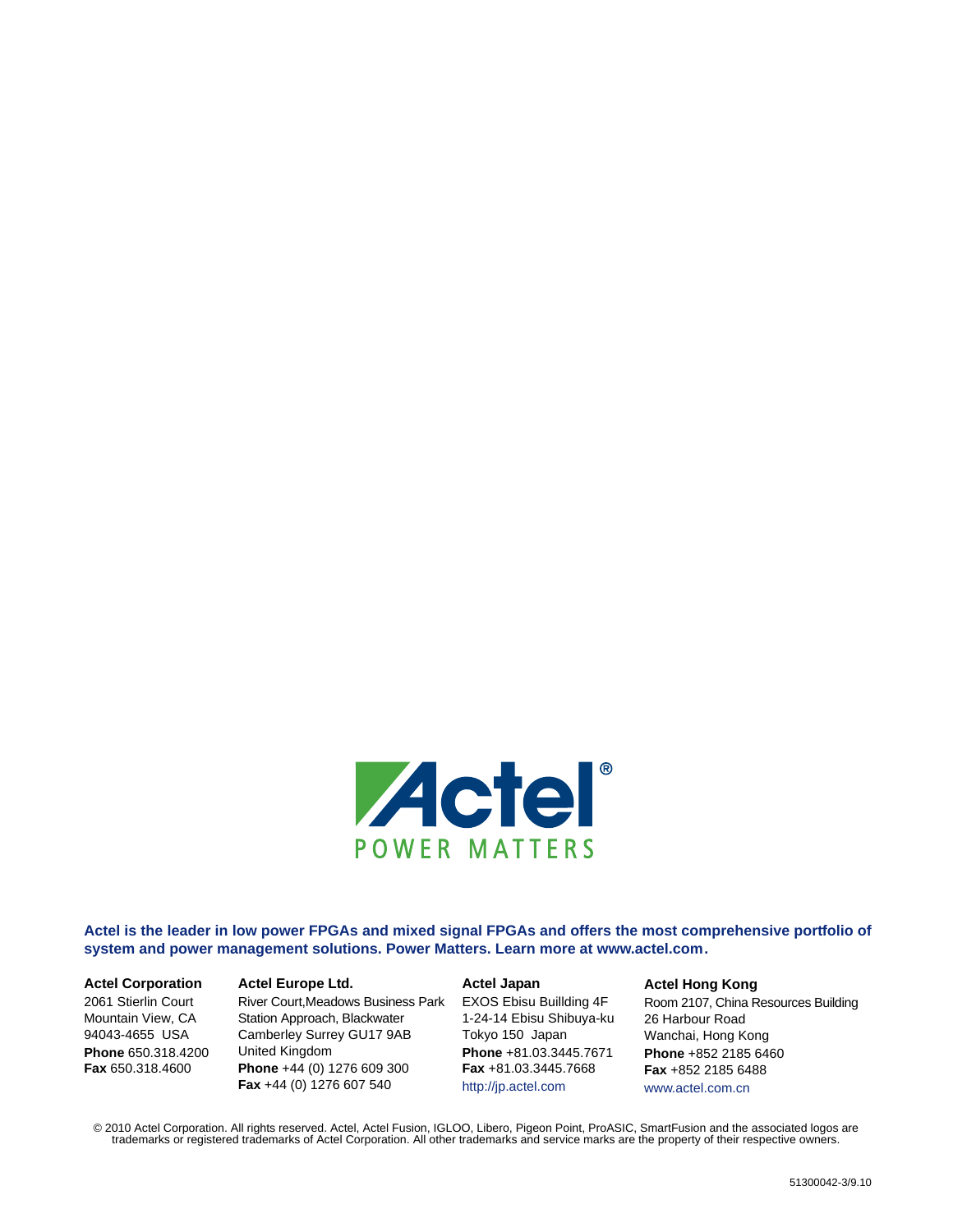Actel®

POWER MATTERS

**Actel is the leader in low power FPGAs and mixed signal FPGAs and offers the most comprehensive portfolio of system and power management solutions. Power Matters. Learn more at www.actel.com.**

**Actel Corporation**
2061 Stierlin Court
Mountain View, CA
94043-4655 USA
**Phone** 650.318.4200
**Fax** 650.318.4600

**Actel Europe Ltd.**
River Court,Meadows Business Park
Station Approach, Blackwater
Camberley Surrey GU17 9AB
United Kingdom
**Phone** +44 (0) 1276 609 300
**Fax** +44 (0) 1276 607 540

**Actel Japan**
EXOS Ebisu Buillding 4F
1-24-14 Ebisu Shibuya-ku
Tokyo 150 Japan
**Phone** +81.03.3445.7671
**Fax** +81.03.3445.7668
http://jp.actel.com

**Actel Hong Kong**
Room 2107, China Resources Building
26 Harbour Road
Wanchai, Hong Kong
**Phone** +852 2185 6460
**Fax** +852 2185 6488
www.actel.com.cn

© 2010 Actel Corporation. All rights reserved. Actel, Actel Fusion, IGLOO, Libero, Pigeon Point, ProASIC, SmartFusion and the associated logos are trademarks or registered trademarks of Actel Corporation. All other trademarks and service marks are the property of their respective owners.

51300042-3/9.10